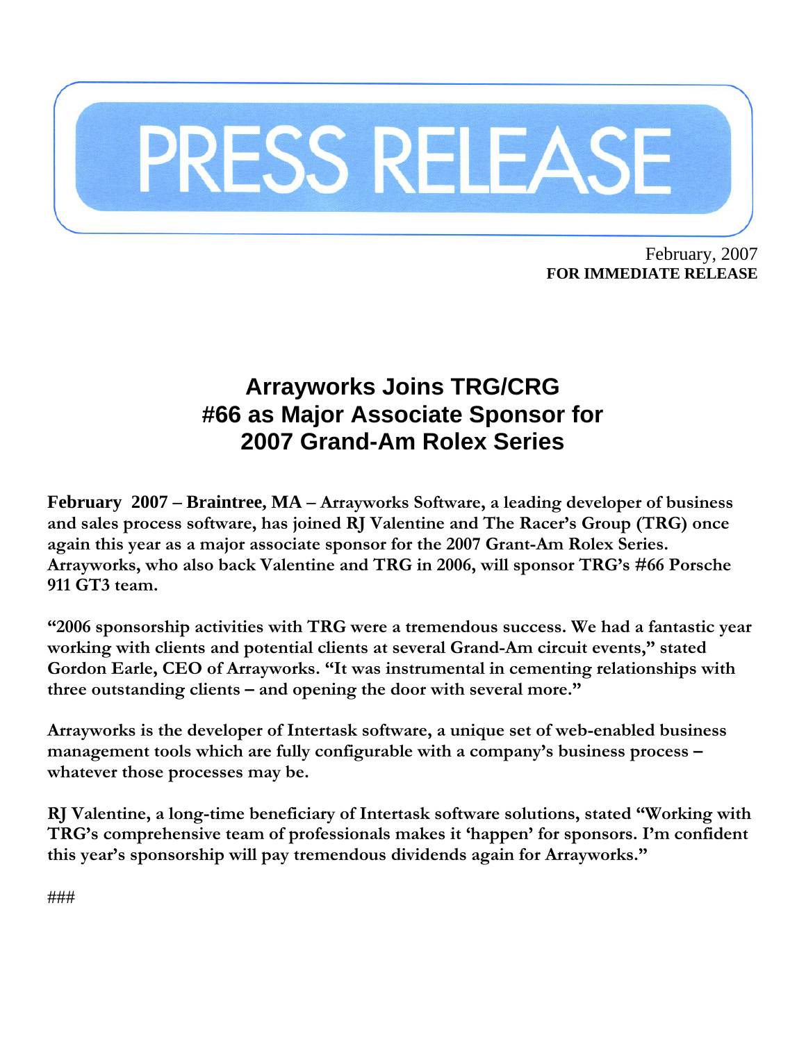# PRESS RELEASE

February, 2007
**FOR IMMEDIATE RELEASE**

## Arrayworks Joins TRG/CRG #66 as Major Associate Sponsor for 2007 Grand-Am Rolex Series

**February 2007 – Braintree, MA – Arrayworks Software, a leading developer of business and sales process software, has joined RJ Valentine and The Racer's Group (TRG) once again this year as a major associate sponsor for the 2007 Grant-Am Rolex Series. Arrayworks, who also back Valentine and TRG in 2006, will sponsor TRG's #66 Porsche 911 GT3 team.**

**"2006 sponsorship activities with TRG were a tremendous success. We had a fantastic year working with clients and potential clients at several Grand-Am circuit events," stated Gordon Earle, CEO of Arrayworks. "It was instrumental in cementing relationships with three outstanding clients – and opening the door with several more."**

**Arrayworks is the developer of Intertask software, a unique set of web-enabled business management tools which are fully configurable with a company's business process – whatever those processes may be.**

**RJ Valentine, a long-time beneficiary of Intertask software solutions, stated "Working with TRG's comprehensive team of professionals makes it 'happen' for sponsors. I'm confident this year's sponsorship will pay tremendous dividends again for Arrayworks."**

###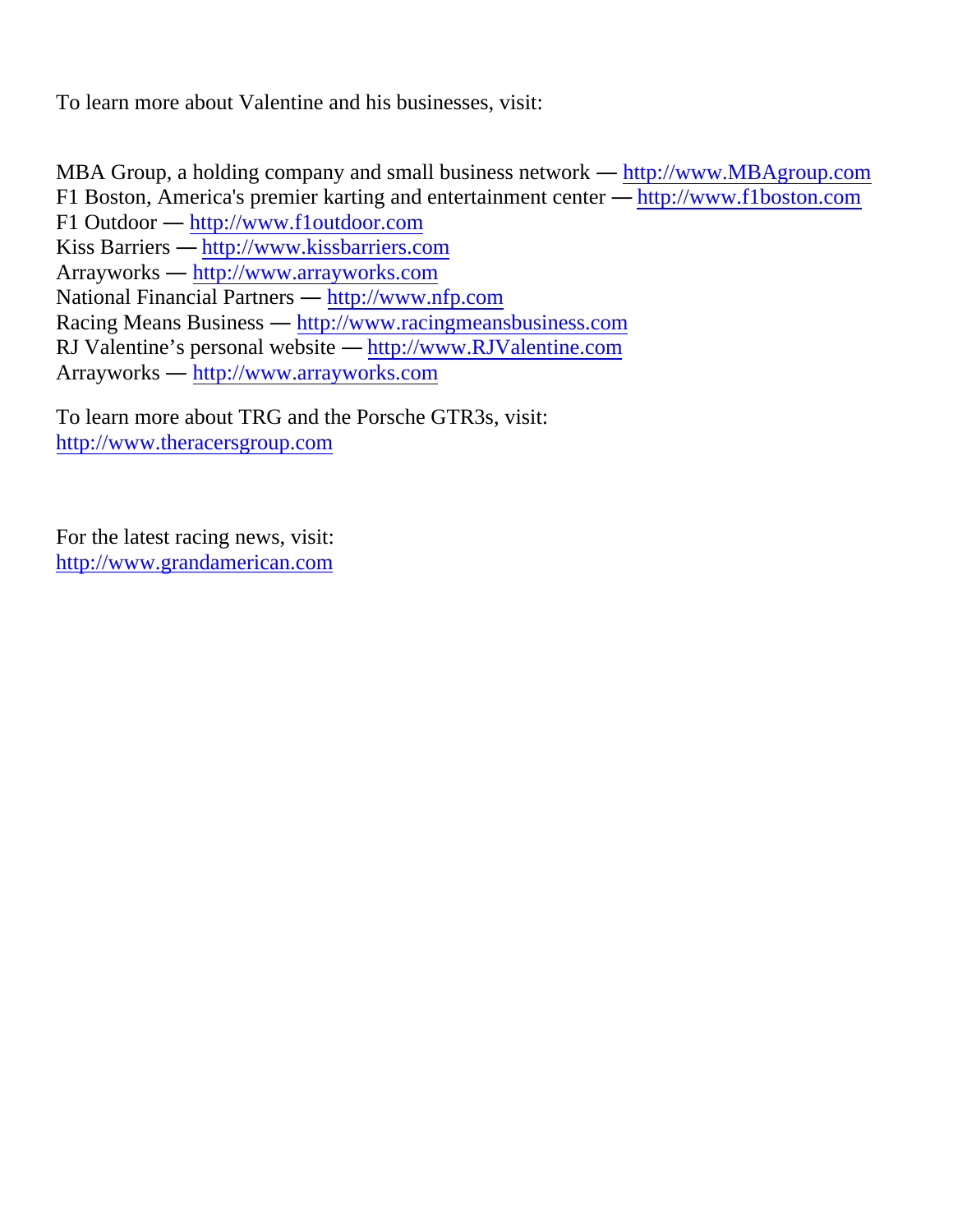To learn more about Valentine and his businesses, visit:

MBA Group, a holding company and small business network — http://www.MBAgroup.com
F1 Boston, America's premier karting and entertainment center — http://www.f1boston.com
F1 Outdoor — http://www.f1outdoor.com
Kiss Barriers — http://www.kissbarriers.com
Arrayworks — http://www.arrayworks.com
National Financial Partners — http://www.nfp.com
Racing Means Business — http://www.racingmeansbusiness.com
RJ Valentine's personal website — http://www.RJValentine.com
Arrayworks — http://www.arrayworks.com

To learn more about TRG and the Porsche GTR3s, visit:
http://www.theracersgroup.com

For the latest racing news, visit:
http://www.grandamerican.com